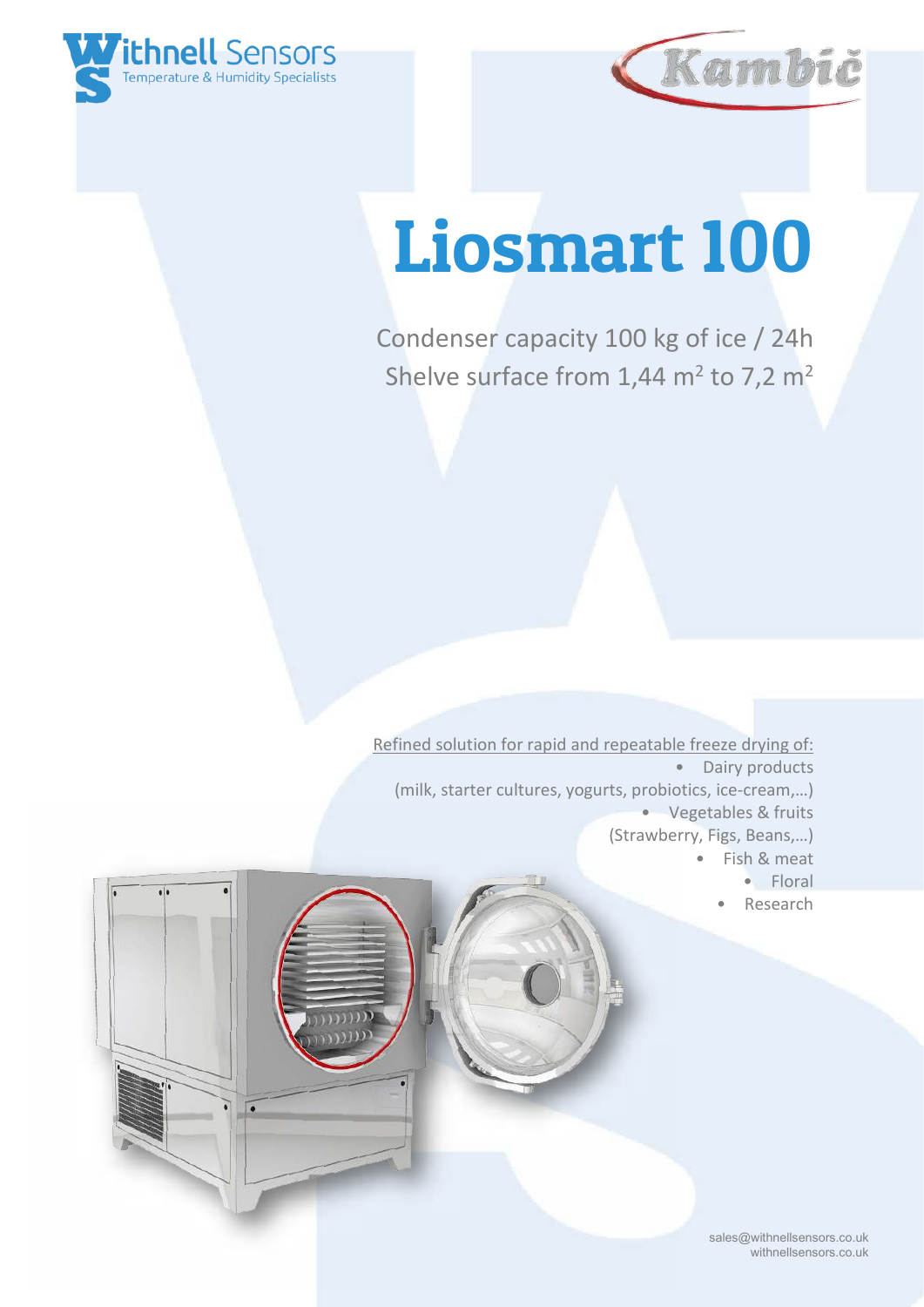# Liosmart 100

Condenser capacity 100 kg of ice / 24h

Shelve surface from 1,44 $m^2$ to 7,2 $m^2$

Refined solution for rapid and repeatable freeze drying of:

- Dairy products (milk, starter cultures, yogurts, probiotics, ice-cream,…)
- Vegetables & fruits (Strawberry, Figs, Beans,…)
- Fish & meat
- Floral
- Research

sales@withnellsensors.co.uk
withnellsensors.co.uk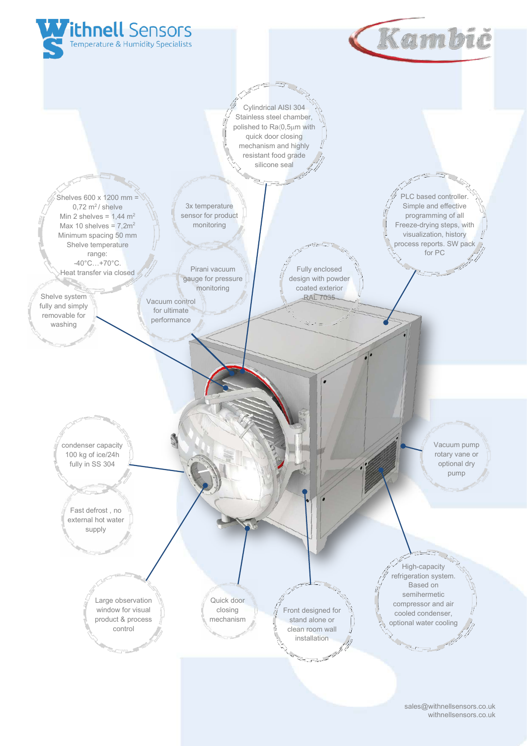Withnell Sensors
Temperature & Humidity Specialists

Kambič

Cylindrical AISI 304 Stainless steel chamber, polished to Ra⟨0,5µm with quick door closing mechanism and highly resistant food grade silicone seal

Shelves 600 x 1200 mm = 0,72 $m^2$/ shelve
Min 2 shelves = 1,44 $m^2$
Max 10 shelves = 7,2$m^2$
Minimum spacing 50 mm
Shelve temperature range:
-40°C…+70°C.
Heat transfer via closed

3x temperature sensor for product monitoring

PLC based controller. Simple and effective programming of all Freeze-drying steps, with visualization, history process reports. SW pack for PC

Pirani vacuum gauge for pressure monitoring

Fully enclosed design with powder coated exterior RAL 7035

Shelve system fully and simply removable for washing

Vacuum control for ultimate performance

condenser capacity 100 kg of ice/24h fully in SS 304

Vacuum pump rotary vane or optional dry pump

Fast defrost , no external hot water supply

High-capacity refrigeration system. Based on semihermetic compressor and air cooled condenser, optional water cooling

Large observation window for visual product & process control

Quick door closing mechanism

Front designed for stand alone or clean room wall installation

sales@withnellsensors.co.uk
withnellsensors.co.uk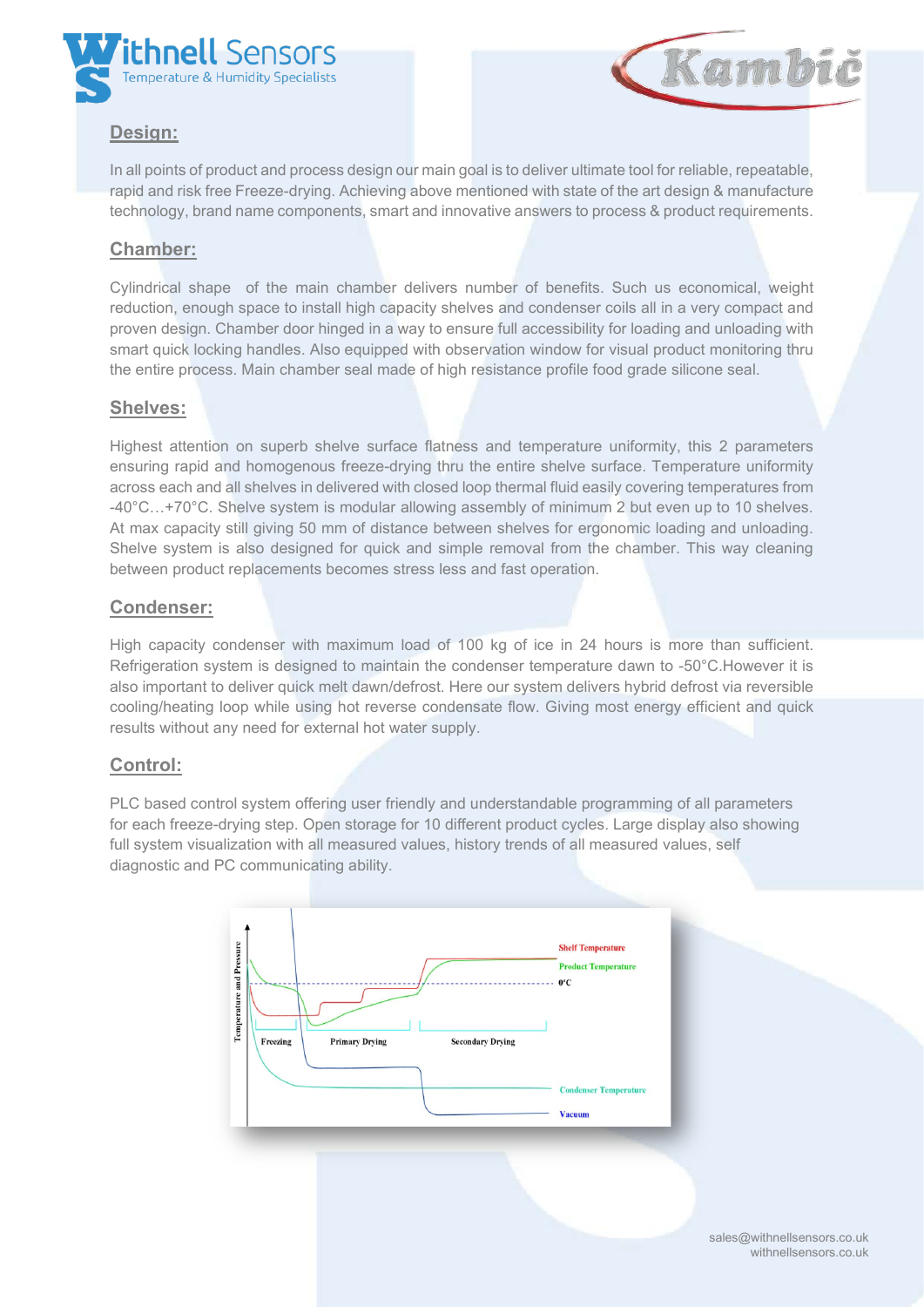## Design:

In all points of product and process design our main goal is to deliver ultimate tool for reliable, repeatable, rapid and risk free Freeze-drying. Achieving above mentioned with state of the art design & manufacture technology, brand name components, smart and innovative answers to process & product requirements.

## Chamber:

Cylindrical shape of the main chamber delivers number of benefits. Such us economical, weight reduction, enough space to install high capacity shelves and condenser coils all in a very compact and proven design. Chamber door hinged in a way to ensure full accessibility for loading and unloading with smart quick locking handles. Also equipped with observation window for visual product monitoring thru the entire process. Main chamber seal made of high resistance profile food grade silicone seal.

## Shelves:

Highest attention on superb shelve surface flatness and temperature uniformity, this 2 parameters ensuring rapid and homogenous freeze-drying thru the entire shelve surface. Temperature uniformity across each and all shelves in delivered with closed loop thermal fluid easily covering temperatures from -40°C…+70°C. Shelve system is modular allowing assembly of minimum 2 but even up to 10 shelves. At max capacity still giving 50 mm of distance between shelves for ergonomic loading and unloading. Shelve system is also designed for quick and simple removal from the chamber. This way cleaning between product replacements becomes stress less and fast operation.

## Condenser:

High capacity condenser with maximum load of 100 kg of ice in 24 hours is more than sufficient. Refrigeration system is designed to maintain the condenser temperature dawn to -50°C.However it is also important to deliver quick melt dawn/defrost. Here our system delivers hybrid defrost via reversible cooling/heating loop while using hot reverse condensate flow. Giving most energy efficient and quick results without any need for external hot water supply.

## Control:

PLC based control system offering user friendly and understandable programming of all parameters for each freeze-drying step. Open storage for 10 different product cycles. Large display also showing full system visualization with all measured values, history trends of all measured values, self diagnostic and PC communicating ability.

sales@withnellsensors.co.uk
withnellsensors.co.uk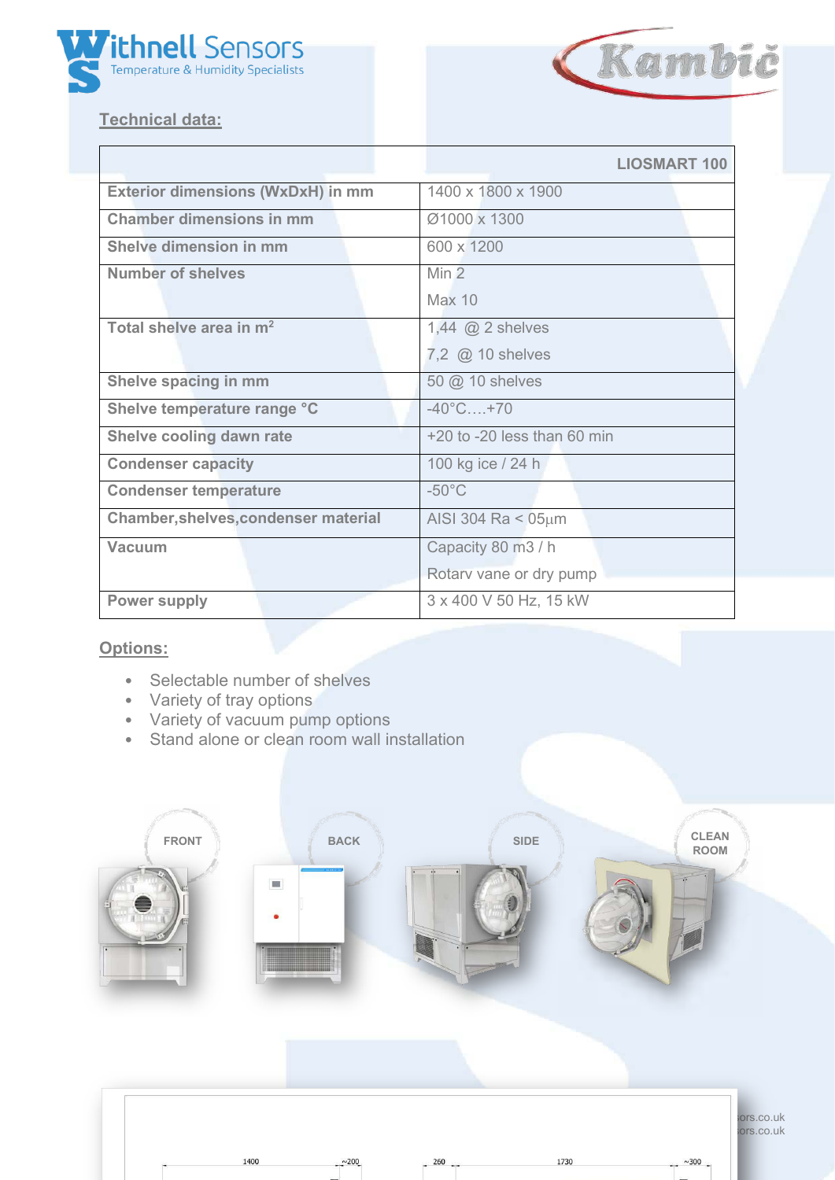## Technical data:

| | LIOSMART 100 |
|---|---|
| Exterior dimensions (WxDxH) in mm | 1400 x 1800 x 1900 |
| Chamber dimensions in mm | Ø1000 x 1300 |
| Shelve dimension in mm | 600 x 1200 |
| Number of shelves | Min 2<br>Max 10 |
| Total shelve area in m[2] | 1,44 @ 2 shelves<br>7,2 @ 10 shelves |
| Shelve spacing in mm | 50 @ 10 shelves |
| Shelve temperature range °C | -40°C….+70 |
| Shelve cooling dawn rate | +20 to -20 less than 60 min |
| Condenser capacity | 100 kg ice / 24 h |
| Condenser temperature | -50°C |
| Chamber,shelves,condenser material | AISI 304 Ra < 05μm |
| Vacuum | Capacity 80 m3 / h<br>Rotarv vane or dry pump |
| Power supply | 3 x 400 V 50 Hz, 15 kW |

## Options:

- Selectable number of shelves
- Variety of tray options
- Variety of vacuum pump options
- Stand alone or clean room wall installation

FRONT

BACK

SIDE

CLEAN ROOM

1400 ~200 260 1730 ~300